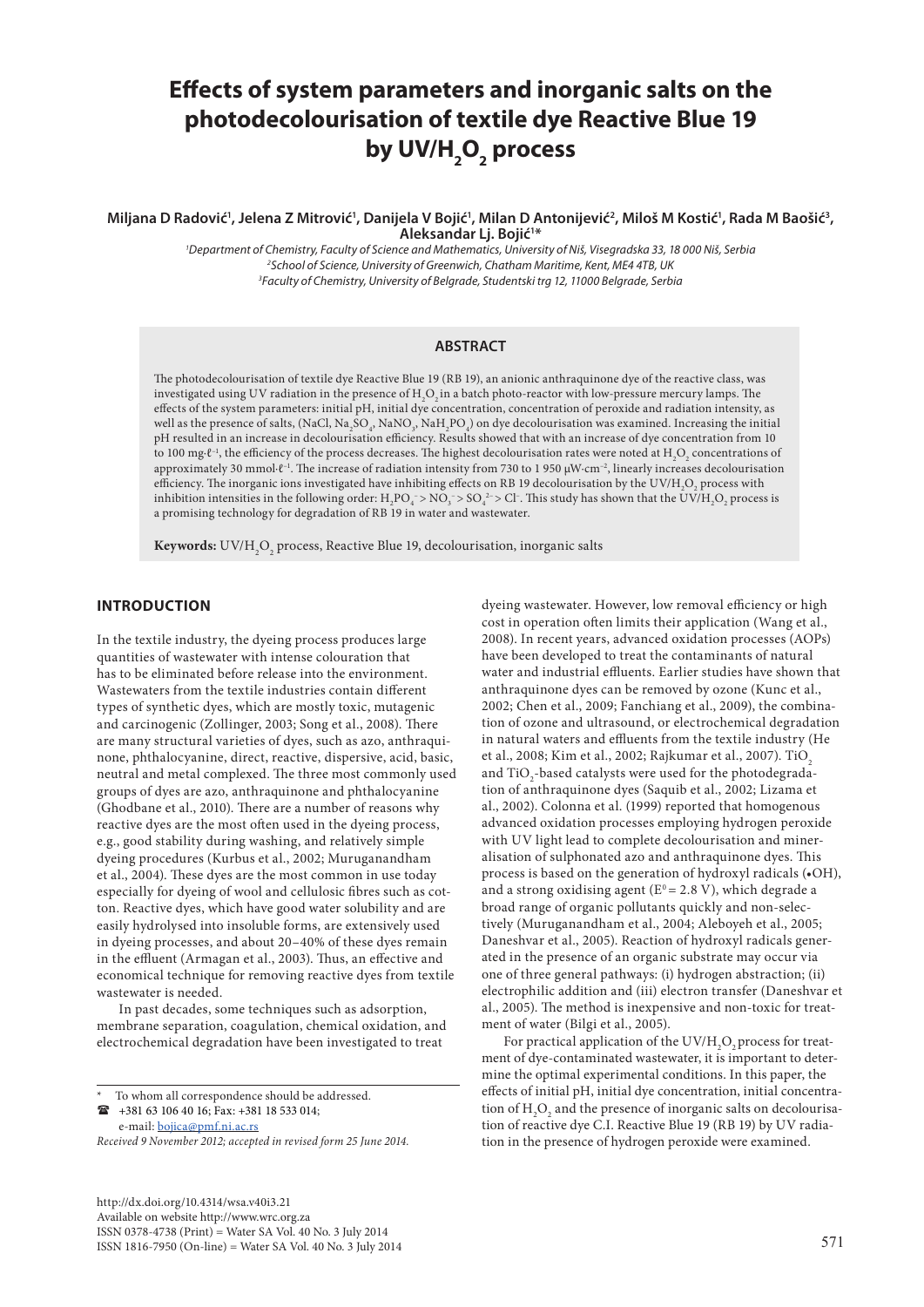# Effects of system parameters and inorganic salts on the photodecolourisation of textile dye Reactive Blue 19 by UV/$H_2O_2$ process

**Miljana D Radović[1], Jelena Z Mitrović[1], Danijela V Bojić[1], Milan D Antonijević[2], Miloš M Kostić[1], Rada M Baošić[3], Aleksandar Lj. Bojić[1]***

[1]*Department of Chemistry, Faculty of Science and Mathematics, University of Niš, Visegradska 33, 18 000 Niš, Serbia*
[2]*School of Science, University of Greenwich, Chatham Maritime, Kent, ME4 4TB, UK*
[3]*Faculty of Chemistry, University of Belgrade, Studentski trg 12, 11000 Belgrade, Serbia*

## ABSTRACT

The photodecolourisation of textile dye Reactive Blue 19 (RB 19), an anionic anthraquinone dye of the reactive class, was investigated using UV radiation in the presence of $H_2O_2$ in a batch photo-reactor with low-pressure mercury lamps. The effects of the system parameters: initial pH, initial dye concentration, concentration of peroxide and radiation intensity, as well as the presence of salts, (NaCl, $Na_2SO_4$, $NaNO_3$, $NaH_2PO_4$) on dye decolourisation was examined. Increasing the initial pH resulted in an increase in decolourisation efficiency. Results showed that with an increase of dye concentration from 10 to 100 mg·ℓ⁻¹, the efficiency of the process decreases. The highest decolourisation rates were noted at $H_2O_2$ concentrations of approximately 30 mmol·ℓ⁻¹. The increase of radiation intensity from 730 to 1 950 μW·cm⁻², linearly increases decolourisation efficiency. The inorganic ions investigated have inhibiting effects on RB 19 decolourisation by the UV/$H_2O_2$ process with inhibition intensities in the following order: $H_2PO_4^- > NO_3^- > SO_4^{2-} > Cl^-$. This study has shown that the UV/$H_2O_2$ process is a promising technology for degradation of RB 19 in water and wastewater.

**Keywords:** UV/$H_2O_2$ process, Reactive Blue 19, decolourisation, inorganic salts

## INTRODUCTION

In the textile industry, the dyeing process produces large quantities of wastewater with intense colouration that has to be eliminated before release into the environment. Wastewaters from the textile industries contain different types of synthetic dyes, which are mostly toxic, mutagenic and carcinogenic (Zollinger, 2003; Song et al., 2008). There are many structural varieties of dyes, such as azo, anthraquinone, phthalocyanine, direct, reactive, dispersive, acid, basic, neutral and metal complexed. The three most commonly used groups of dyes are azo, anthraquinone and phthalocyanine (Ghodbane et al., 2010). There are a number of reasons why reactive dyes are the most often used in the dyeing process, e.g., good stability during washing, and relatively simple dyeing procedures (Kurbus et al., 2002; Muruganandham et al., 2004). These dyes are the most common in use today especially for dyeing of wool and cellulosic fibres such as cotton. Reactive dyes, which have good water solubility and are easily hydrolysed into insoluble forms, are extensively used in dyeing processes, and about 20–40% of these dyes remain in the effluent (Armagan et al., 2003). Thus, an effective and economical technique for removing reactive dyes from textile wastewater is needed.

In past decades, some techniques such as adsorption, membrane separation, coagulation, chemical oxidation, and electrochemical degradation have been investigated to treat dyeing wastewater. However, low removal efficiency or high cost in operation often limits their application (Wang et al., 2008). In recent years, advanced oxidation processes (AOPs) have been developed to treat the contaminants of natural water and industrial effluents. Earlier studies have shown that anthraquinone dyes can be removed by ozone (Kunc et al., 2002; Chen et al., 2009; Fanchiang et al., 2009), the combination of ozone and ultrasound, or electrochemical degradation in natural waters and effluents from the textile industry (He et al., 2008; Kim et al., 2002; Rajkumar et al., 2007). $TiO_2$ and $TiO_2$-based catalysts were used for the photodegradation of anthraquinone dyes (Saquib et al., 2002; Lizama et al., 2002). Colonna et al. (1999) reported that homogenous advanced oxidation processes employing hydrogen peroxide with UV light lead to complete decolourisation and mineralisation of sulphonated azo and anthraquinone dyes. This process is based on the generation of hydroxyl radicals (•OH), and a strong oxidising agent ($E^0$ = 2.8 V), which degrade a broad range of organic pollutants quickly and non-selectively (Muruganandham et al., 2004; Aleboyeh et al., 2005; Daneshvar et al., 2005). Reaction of hydroxyl radicals generated in the presence of an organic substrate may occur via one of three general pathways: (i) hydrogen abstraction; (ii) electrophilic addition and (iii) electron transfer (Daneshvar et al., 2005). The method is inexpensive and non-toxic for treatment of water (Bilgi et al., 2005).

For practical application of the UV/$H_2O_2$ process for treatment of dye-contaminated wastewater, it is important to determine the optimal experimental conditions. In this paper, the effects of initial pH, initial dye concentration, initial concentration of $H_2O_2$ and the presence of inorganic salts on decolourisation of reactive dye C.I. Reactive Blue 19 (RB 19) by UV radiation in the presence of hydrogen peroxide were examined.

---

\* To whom all correspondence should be addressed.
☎ +381 63 106 40 16; Fax: +381 18 533 014;
e-mail: bojica@pmf.ni.ac.rs

*Received 9 November 2012; accepted in revised form 25 June 2014.*

http://dx.doi.org/10.4314/wsa.v40i3.21
Available on website http://www.wrc.org.za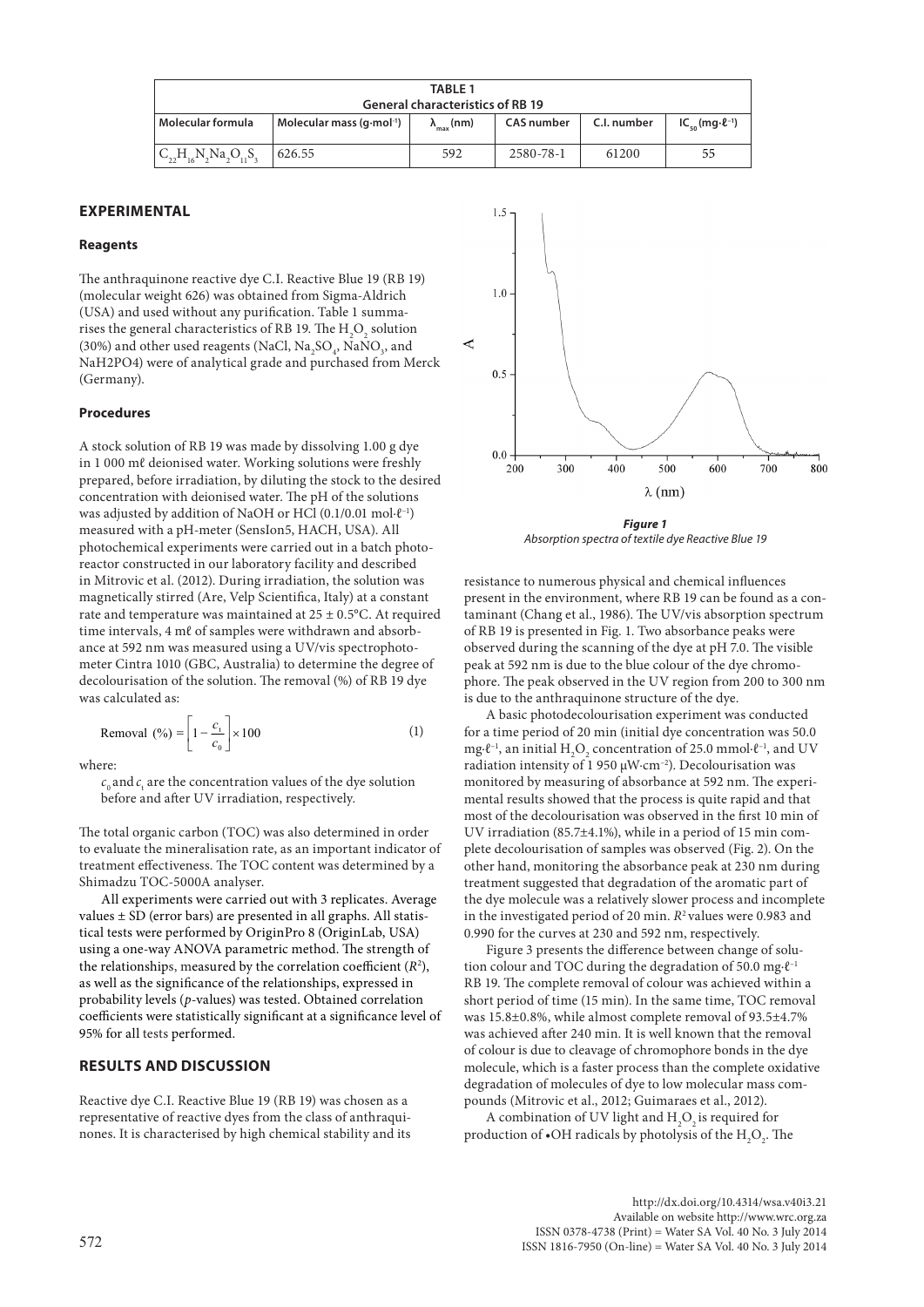**TABLE 1**
**General characteristics of RB 19**

| Molecular formula | Molecular mass (g·mol⁻¹) | $\lambda_{max}$ (nm) | CAS number | C.I. number | $IC_{50}$ (mg·ℓ⁻¹) |
|---|---|---|---|---|---|
| $C_{22}H_{16}N_2Na_2O_{11}S_3$ | 626.55 | 592 | 2580-78-1 | 61200 | 55 |

## EXPERIMENTAL

### Reagents

The anthraquinone reactive dye C.I. Reactive Blue 19 (RB 19) (molecular weight 626) was obtained from Sigma-Aldrich (USA) and used without any purification. Table 1 summarises the general characteristics of RB 19. The $H_2O_2$ solution (30%) and other used reagents (NaCl, $Na_2SO_4$, $NaNO_3$, and NaH2PO4) were of analytical grade and purchased from Merck (Germany).

### Procedures

A stock solution of RB 19 was made by dissolving 1.00 g dye in 1 000 mℓ deionised water. Working solutions were freshly prepared, before irradiation, by diluting the stock to the desired concentration with deionised water. The pH of the solutions was adjusted by addition of NaOH or HCl (0.1/0.01 mol·$ℓ^{-1}$) measured with a pH-meter (SensIon5, HACH, USA). All photochemical experiments were carried out in a batch photoreactor constructed in our laboratory facility and described in Mitrovic et al. (2012). During irradiation, the solution was magnetically stirred (Are, Velp Scientifica, Italy) at a constant rate and temperature was maintained at 25 ± 0.5°C. At required time intervals, 4 mℓ of samples were withdrawn and absorbance at 592 nm was measured using a UV/vis spectrophotometer Cintra 1010 (GBC, Australia) to determine the degree of decolourisation of the solution. The removal (%) of RB 19 dye was calculated as:

$$\text{Removal (\%)} = \left[1 - \frac{c_1}{c_0}\right] \times 100 \tag{1}$$

where:

$c_0$ and $c_1$ are the concentration values of the dye solution before and after UV irradiation, respectively.

The total organic carbon (TOC) was also determined in order to evaluate the mineralisation rate, as an important indicator of treatment effectiveness. The TOC content was determined by a Shimadzu TOC-5000A analyser.

All experiments were carried out with 3 replicates. Average values ± SD (error bars) are presented in all graphs. All statistical tests were performed by OriginPro 8 (OriginLab, USA) using a one-way ANOVA parametric method. The strength of the relationships, measured by the correlation coefficient ($R^2$), as well as the significance of the relationships, expressed in probability levels ($p$-values) was tested. Obtained correlation coefficients were statistically significant at a significance level of 95% for all tests performed.

## RESULTS AND DISCUSSION

Reactive dye C.I. Reactive Blue 19 (RB 19) was chosen as a representative of reactive dyes from the class of anthraquinones. It is characterised by high chemical stability and its resistance to numerous physical and chemical influences present in the environment, where RB 19 can be found as a contaminant (Chang et al., 1986). The UV/vis absorption spectrum of RB 19 is presented in Fig. 1. Two absorbance peaks were observed during the scanning of the dye at pH 7.0. The visible peak at 592 nm is due to the blue colour of the dye chromophore. The peak observed in the UV region from 200 to 300 nm is due to the anthraquinone structure of the dye.

*Figure 1*
*Absorption spectra of textile dye Reactive Blue 19*

A basic photodecolourisation experiment was conducted for a time period of 20 min (initial dye concentration was 50.0 mg·$ℓ^{-1}$, an initial $H_2O_2$ concentration of 25.0 mmol·$ℓ^{-1}$, and UV radiation intensity of 1 950 μW·$cm^{-2}$). Decolourisation was monitored by measuring of absorbance at 592 nm. The experimental results showed that the process is quite rapid and that most of the decolourisation was observed in the first 10 min of UV irradiation (85.7±4.1%), while in a period of 15 min complete decolourisation of samples was observed (Fig. 2). On the other hand, monitoring the absorbance peak at 230 nm during treatment suggested that degradation of the aromatic part of the dye molecule was a relatively slower process and incomplete in the investigated period of 20 min. $R^2$ values were 0.983 and 0.990 for the curves at 230 and 592 nm, respectively.

Figure 3 presents the difference between change of solution colour and TOC during the degradation of 50.0 mg·$ℓ^{-1}$ RB 19. The complete removal of colour was achieved within a short period of time (15 min). In the same time, TOC removal was 15.8±0.8%, while almost complete removal of 93.5±4.7% was achieved after 240 min. It is well known that the removal of colour is due to cleavage of chromophore bonds in the dye molecule, which is a faster process than the complete oxidative degradation of molecules of dye to low molecular mass compounds (Mitrovic et al., 2012; Guimaraes et al., 2012).

A combination of UV light and $H_2O_2$ is required for production of •OH radicals by photolysis of the $H_2O_2$. The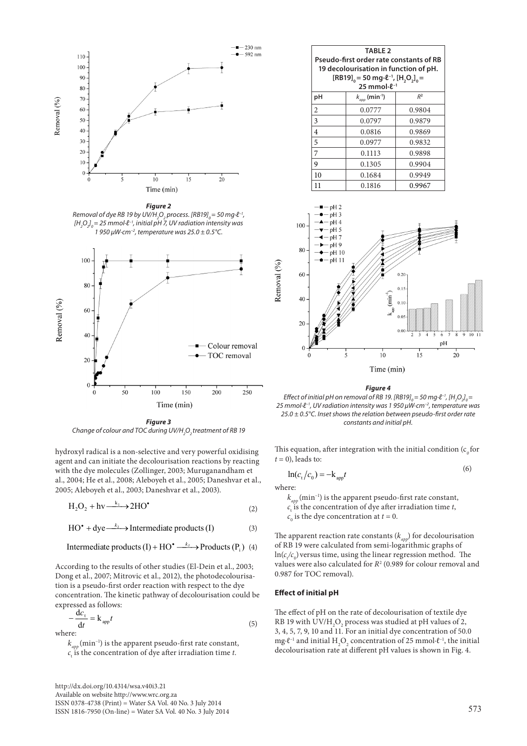**Figure 2**
*Removal of dye RB 19 by UV/$H_2O_2$ process. $[RB19]_0 = 50$ mg·ℓ⁻¹, $[H_2O_2]_0 = 25$ mmol·ℓ⁻¹, initial pH 7, UV radiation intensity was 1 950 μW·cm⁻², temperature was 25.0 ± 0.5°C.*

**Figure 3**
*Change of colour and TOC during UV/$H_2O_2$ treatment of RB 19*

hydroxyl radical is a non-selective and very powerful oxidising agent and can initiate the decolourisation reactions by reacting with the dye molecules (Zollinger, 2003; Muruganandham et al., 2004; He et al., 2008; Aleboyeh et al., 2005; Daneshvar et al., 2005; Aleboyeh et al., 2003; Daneshvar et al., 2003).

$$H_2O_2 + h\nu \xrightarrow{k_1} 2HO^{\bullet} \tag{2}$$

$$HO^{\bullet} + \text{dye} \xrightarrow{k_2} \text{Intermediate products (I)} \tag{3}$$

$$\text{Intermediate products (I)} + HO^{\bullet} \xrightarrow{k_3} \text{Products } (P_i) \tag{4}$$

According to the results of other studies (El-Dein et al., 2003; Dong et al., 2007; Mitrovic et al., 2012), the photodecolourisation is a pseudo-first order reaction with respect to the dye concentration. The kinetic pathway of decolourisation could be expressed as follows:

$$-\frac{dc_t}{dt} = k_{app} t \tag{5}$$

where:

$k_{app}$ (min⁻¹) is the apparent pseudo-first rate constant,
$c_t$ is the concentration of dye after irradiation time $t$.

**TABLE 2**
**Pseudo-first order rate constants of RB 19 decolourisation in function of pH. $[RB19]_0 = 50$ mg·ℓ⁻¹, $[H_2O_2]_0 = 25$ mmol·ℓ⁻¹**

| pH | $k_{app}$ (min⁻¹) | $R^2$ |
|---|---|---|
| 2 | 0.0777 | 0.9804 |
| 3 | 0.0797 | 0.9879 |
| 4 | 0.0816 | 0.9869 |
| 5 | 0.0977 | 0.9832 |
| 7 | 0.1113 | 0.9898 |
| 9 | 0.1305 | 0.9904 |
| 10 | 0.1684 | 0.9949 |
| 11 | 0.1816 | 0.9967 |

**Figure 4**
*Effect of initial pH on removal of RB 19. $[RB19]_0 = 50$ mg·ℓ⁻¹, $[H_2O_2]_0 = 25$ mmol·ℓ⁻¹, UV radiation intensity was 1 950 μW·cm⁻², temperature was 25.0 ± 0.5°C. Inset shows the relation between pseudo-first order rate constants and initial pH.*

This equation, after integration with the initial condition ($c_0$ for $t = 0$), leads to:

$$\ln(c_t/c_0) = -k_{app} t \tag{6}$$

where:

$k_{app}$ (min⁻¹) is the apparent pseudo-first rate constant,
$c_t$ is the concentration of dye after irradiation time $t$,
$c_0$ is the dye concentration at $t = 0$.

The apparent reaction rate constants ($k_{app}$) for decolourisation of RB 19 were calculated from semi-logarithmic graphs of $\ln(c_t/c_0)$ versus time, using the linear regression method. The values were also calculated for $R^2$ (0.989 for colour removal and 0.987 for TOC removal).

### Effect of initial pH

The effect of pH on the rate of decolourisation of textile dye RB 19 with UV/$H_2O_2$ process was studied at pH values of 2, 3, 4, 5, 7, 9, 10 and 11. For an initial dye concentration of 50.0 mg·ℓ⁻¹ and initial $H_2O_2$ concentration of 25 mmol·ℓ⁻¹, the initial decolourisation rate at different pH values is shown in Fig. 4.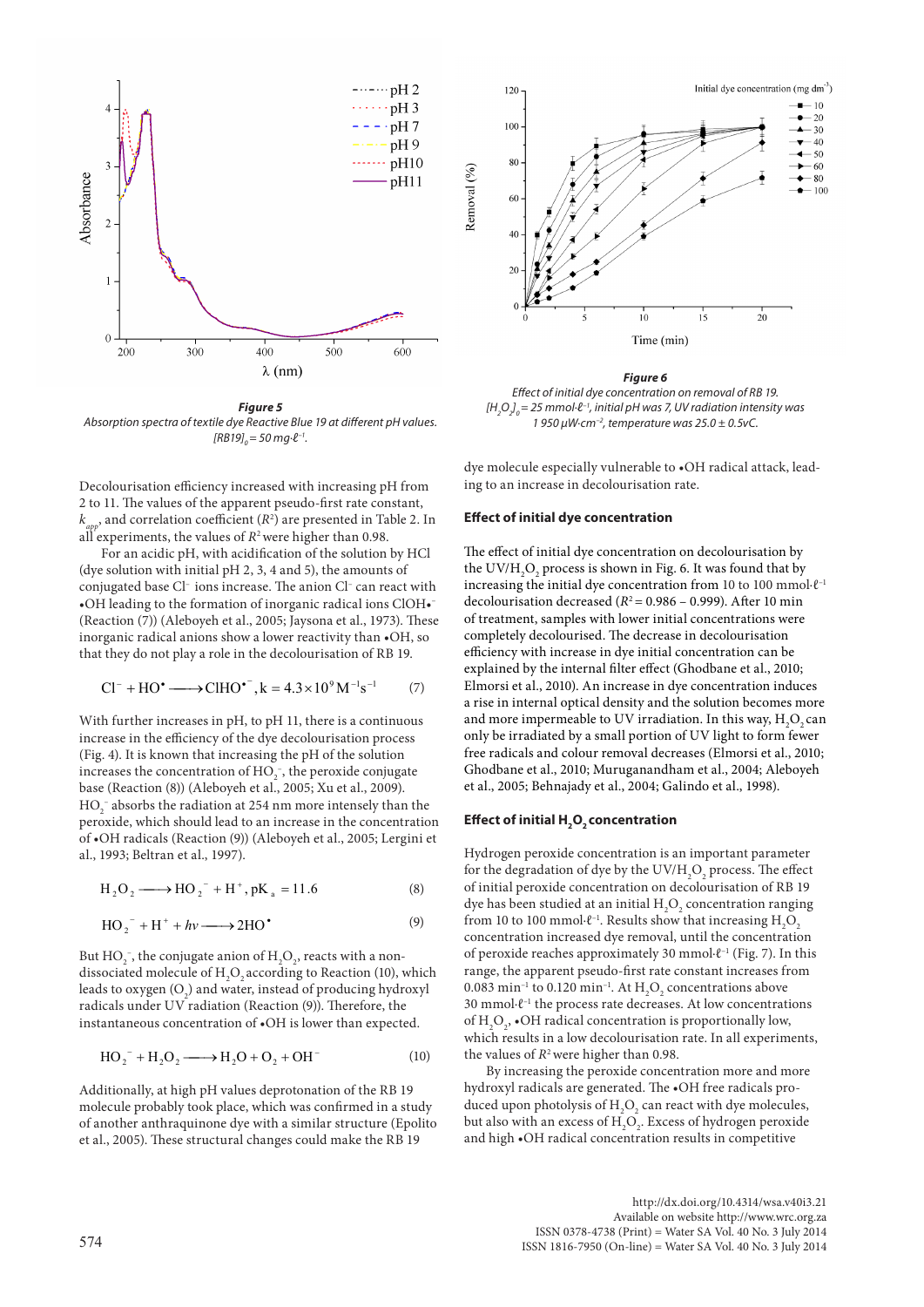**Figure 5**
*Absorption spectra of textile dye Reactive Blue 19 at different pH values. $[RB19]_0 = 50$ mg·ℓ⁻¹.*

**Figure 6**
*Effect of initial dye concentration on removal of RB 19. $[H_2O_2]_0 = 25$ mmol·ℓ⁻¹, initial pH was 7, UV radiation intensity was 1 950 µW·cm⁻², temperature was 25.0 ± 0.5vC.*

Decolourisation efficiency increased with increasing pH from 2 to 11. The values of the apparent pseudo-first rate constant, $k_{app}$, and correlation coefficient ($R^2$) are presented in Table 2. In all experiments, the values of $R^2$ were higher than 0.98.

For an acidic pH, with acidification of the solution by HCl (dye solution with initial pH 2, 3, 4 and 5), the amounts of conjugated base $Cl^-$ ions increase. The anion $Cl^-$ can react with •OH leading to the formation of inorganic radical ions $ClOH^{•-}$ (Reaction (7)) (Aleboyeh et al., 2005; Jaysona et al., 1973). These inorganic radical anions show a lower reactivity than •OH, so that they do not play a role in the decolourisation of RB 19.

$$Cl^- + HO^• \longrightarrow ClHO^{•-}, k = 4.3 \times 10^9 \, M^{-1}s^{-1} \qquad (7)$$

With further increases in pH, to pH 11, there is a continuous increase in the efficiency of the dye decolourisation process (Fig. 4). It is known that increasing the pH of the solution increases the concentration of $HO_2^-$, the peroxide conjugate base (Reaction (8)) (Aleboyeh et al., 2005; Xu et al., 2009). $HO_2^-$ absorbs the radiation at 254 nm more intensely than the peroxide, which should lead to an increase in the concentration of •OH radicals (Reaction (9)) (Aleboyeh et al., 2005; Lergini et al., 1993; Beltran et al., 1997).

$$H_2O_2 \longrightarrow HO_2^- + H^+, pK_a = 11.6 \qquad (8)$$

$$HO_2^- + H^+ + h\nu \longrightarrow 2HO^• \qquad (9)$$

But $HO_2^-$, the conjugate anion of $H_2O_2$, reacts with a non-dissociated molecule of $H_2O_2$ according to Reaction (10), which leads to oxygen ($O_2$) and water, instead of producing hydroxyl radicals under UV radiation (Reaction (9)). Therefore, the instantaneous concentration of •OH is lower than expected.

$$HO_2^- + H_2O_2 \longrightarrow H_2O + O_2 + OH^- \qquad (10)$$

Additionally, at high pH values deprotonation of the RB 19 molecule probably took place, which was confirmed in a study of another anthraquinone dye with a similar structure (Epolito et al., 2005). These structural changes could make the RB 19 dye molecule especially vulnerable to •OH radical attack, leading to an increase in decolourisation rate.

### Effect of initial dye concentration

The effect of initial dye concentration on decolourisation by the UV/$H_2O_2$ process is shown in Fig. 6. It was found that by increasing the initial dye concentration from 10 to 100 mmol·ℓ⁻¹ decolourisation decreased ($R^2$ = 0.986 – 0.999). After 10 min of treatment, samples with lower initial concentrations were completely decolourised. The decrease in decolourisation efficiency with increase in dye initial concentration can be explained by the internal filter effect (Ghodbane et al., 2010; Elmorsi et al., 2010). An increase in dye concentration induces a rise in internal optical density and the solution becomes more and more impermeable to UV irradiation. In this way, $H_2O_2$ can only be irradiated by a small portion of UV light to form fewer free radicals and colour removal decreases (Elmorsi et al., 2010; Ghodbane et al., 2010; Muruganandham et al., 2004; Aleboyeh et al., 2005; Behnajady et al., 2004; Galindo et al., 1998).

### Effect of initial $H_2O_2$ concentration

Hydrogen peroxide concentration is an important parameter for the degradation of dye by the UV/$H_2O_2$ process. The effect of initial peroxide concentration on decolourisation of RB 19 dye has been studied at an initial $H_2O_2$ concentration ranging from 10 to 100 mmol·ℓ⁻¹. Results show that increasing $H_2O_2$ concentration increased dye removal, until the concentration of peroxide reaches approximately 30 mmol·ℓ⁻¹ (Fig. 7). In this range, the apparent pseudo-first rate constant increases from 0.083 min⁻¹ to 0.120 min⁻¹. At $H_2O_2$ concentrations above 30 mmol·ℓ⁻¹ the process rate decreases. At low concentrations of $H_2O_2$, •OH radical concentration is proportionally low, which results in a low decolourisation rate. In all experiments, the values of $R^2$ were higher than 0.98.

By increasing the peroxide concentration more and more hydroxyl radicals are generated. The •OH free radicals produced upon photolysis of $H_2O_2$ can react with dye molecules, but also with an excess of $H_2O_2$. Excess of hydrogen peroxide and high •OH radical concentration results in competitive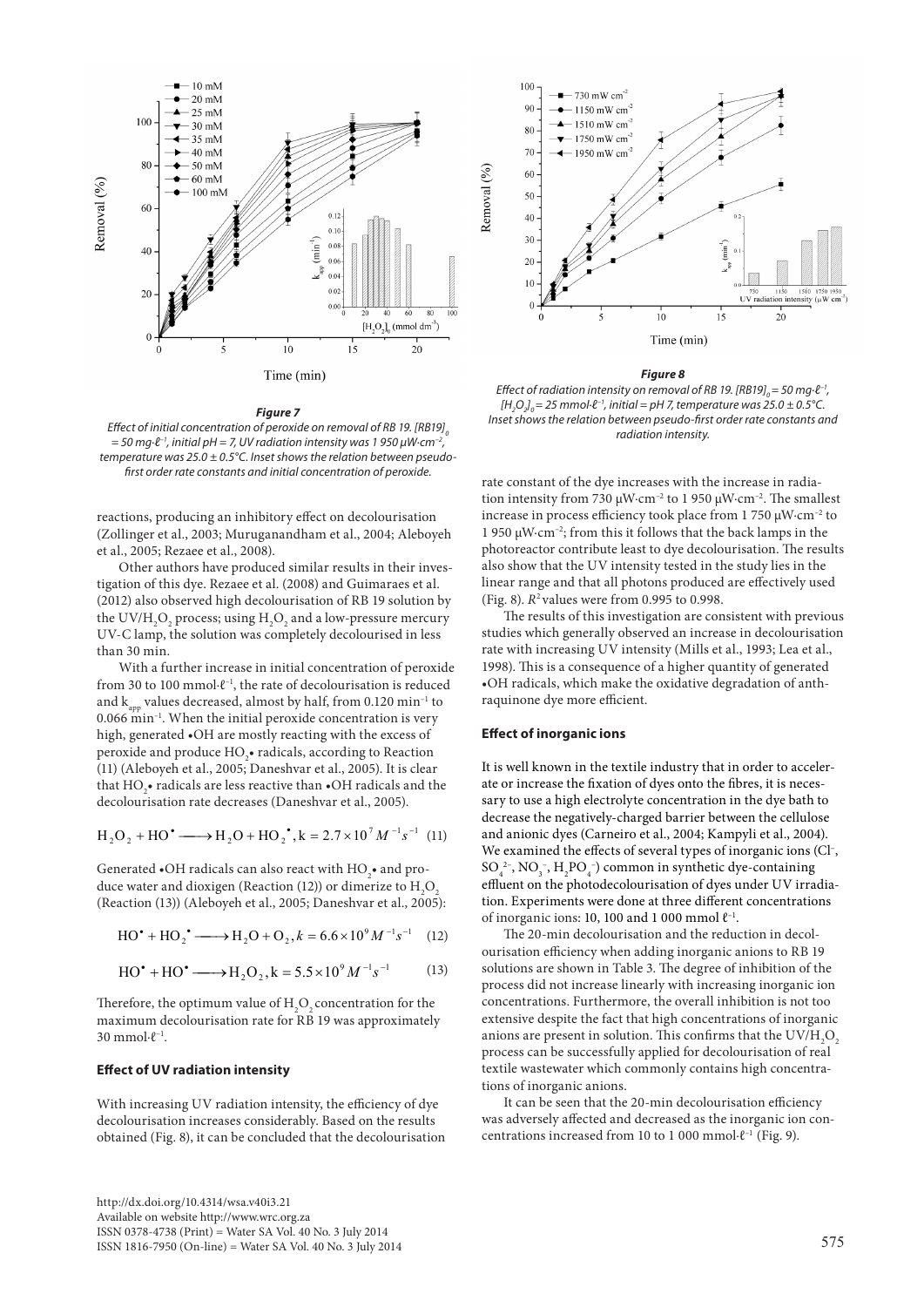*Figure 7*

*Effect of initial concentration of peroxide on removal of RB 19. $[RB19]_0 = 50$ mg·ℓ⁻¹, initial pH = 7, UV radiation intensity was 1 950 μW·cm⁻², temperature was 25.0 ± 0.5°C. Inset shows the relation between pseudo-first order rate constants and initial concentration of peroxide.*

*Figure 8*

*Effect of radiation intensity on removal of RB 19. $[RB19]_0 = 50$ mg·ℓ⁻¹, $[H_2O_2]_0 = 25$ mmol·ℓ⁻¹, initial = pH 7, temperature was 25.0 ± 0.5°C. Inset shows the relation between pseudo-first order rate constants and radiation intensity.*

reactions, producing an inhibitory effect on decolourisation (Zollinger et al., 2003; Muruganandham et al., 2004; Aleboyeh et al., 2005; Rezaee et al., 2008).

Other authors have produced similar results in their investigation of this dye. Rezaee et al. (2008) and Guimaraes et al. (2012) also observed high decolourisation of RB 19 solution by the $UV/H_2O_2$ process; using $H_2O_2$ and a low-pressure mercury UV-C lamp, the solution was completely decolourised in less than 30 min.

With a further increase in initial concentration of peroxide from 30 to 100 mmol·ℓ⁻¹, the rate of decolourisation is reduced and $k_{app}$ values decreased, almost by half, from 0.120 min⁻¹ to 0.066 min⁻¹. When the initial peroxide concentration is very high, generated •OH are mostly reacting with the excess of peroxide and produce $HO_2$• radicals, according to Reaction (11) (Aleboyeh et al., 2005; Daneshvar et al., 2005). It is clear that $HO_2$• radicals are less reactive than •OH radicals and the decolourisation rate decreases (Daneshvar et al., 2005).

$$H_2O_2 + HO^{\bullet} \longrightarrow H_2O + HO_2^{\bullet}, k = 2.7\times10^7\,M^{-1}s^{-1} \quad (11)$$

Generated •OH radicals can also react with $HO_2$• and produce water and dioxigen (Reaction (12)) or dimerize to $H_2O_2$ (Reaction (13)) (Aleboyeh et al., 2005; Daneshvar et al., 2005):

$$HO^{\bullet} + HO_2^{\bullet} \longrightarrow H_2O + O_2, k = 6.6\times10^9\,M^{-1}s^{-1} \quad (12)$$

$$HO^{\bullet} + HO^{\bullet} \longrightarrow H_2O_2, k = 5.5\times10^9\,M^{-1}s^{-1} \quad (13)$$

Therefore, the optimum value of $H_2O_2$ concentration for the maximum decolourisation rate for RB 19 was approximately 30 mmol·ℓ⁻¹.

### Effect of UV radiation intensity

With increasing UV radiation intensity, the efficiency of dye decolourisation increases considerably. Based on the results obtained (Fig. 8), it can be concluded that the decolourisation rate constant of the dye increases with the increase in radiation intensity from 730 μW·cm⁻² to 1 950 μW·cm⁻². The smallest increase in process efficiency took place from 1 750 μW·cm⁻² to 1 950 μW·cm⁻²; from this it follows that the back lamps in the photoreactor contribute least to dye decolourisation. The results also show that the UV intensity tested in the study lies in the linear range and that all photons produced are effectively used (Fig. 8). $R^2$ values were from 0.995 to 0.998.

The results of this investigation are consistent with previous studies which generally observed an increase in decolourisation rate with increasing UV intensity (Mills et al., 1993; Lea et al., 1998). This is a consequence of a higher quantity of generated •OH radicals, which make the oxidative degradation of anthraquinone dye more efficient.

### Effect of inorganic ions

It is well known in the textile industry that in order to accelerate or increase the fixation of dyes onto the fibres, it is necessary to use a high electrolyte concentration in the dye bath to decrease the negatively-charged barrier between the cellulose and anionic dyes (Carneiro et al., 2004; Kampyli et al., 2004). We examined the effects of several types of inorganic ions ($Cl^-$, $SO_4^{2-}$, $NO_3^-$, $H_2PO_4^-$) common in synthetic dye-containing effluent on the photodecolourisation of dyes under UV irradiation. Experiments were done at three different concentrations of inorganic ions: 10, 100 and 1 000 mmol ℓ⁻¹.

The 20-min decolourisation and the reduction in decolourisation efficiency when adding inorganic anions to RB 19 solutions are shown in Table 3. The degree of inhibition of the process did not increase linearly with increasing inorganic ion concentrations. Furthermore, the overall inhibition is not too extensive despite the fact that high concentrations of inorganic anions are present in solution. This confirms that the $UV/H_2O_2$ process can be successfully applied for decolourisation of real textile wastewater which commonly contains high concentrations of inorganic anions.

It can be seen that the 20-min decolourisation efficiency was adversely affected and decreased as the inorganic ion concentrations increased from 10 to 1 000 mmol·ℓ⁻¹ (Fig. 9).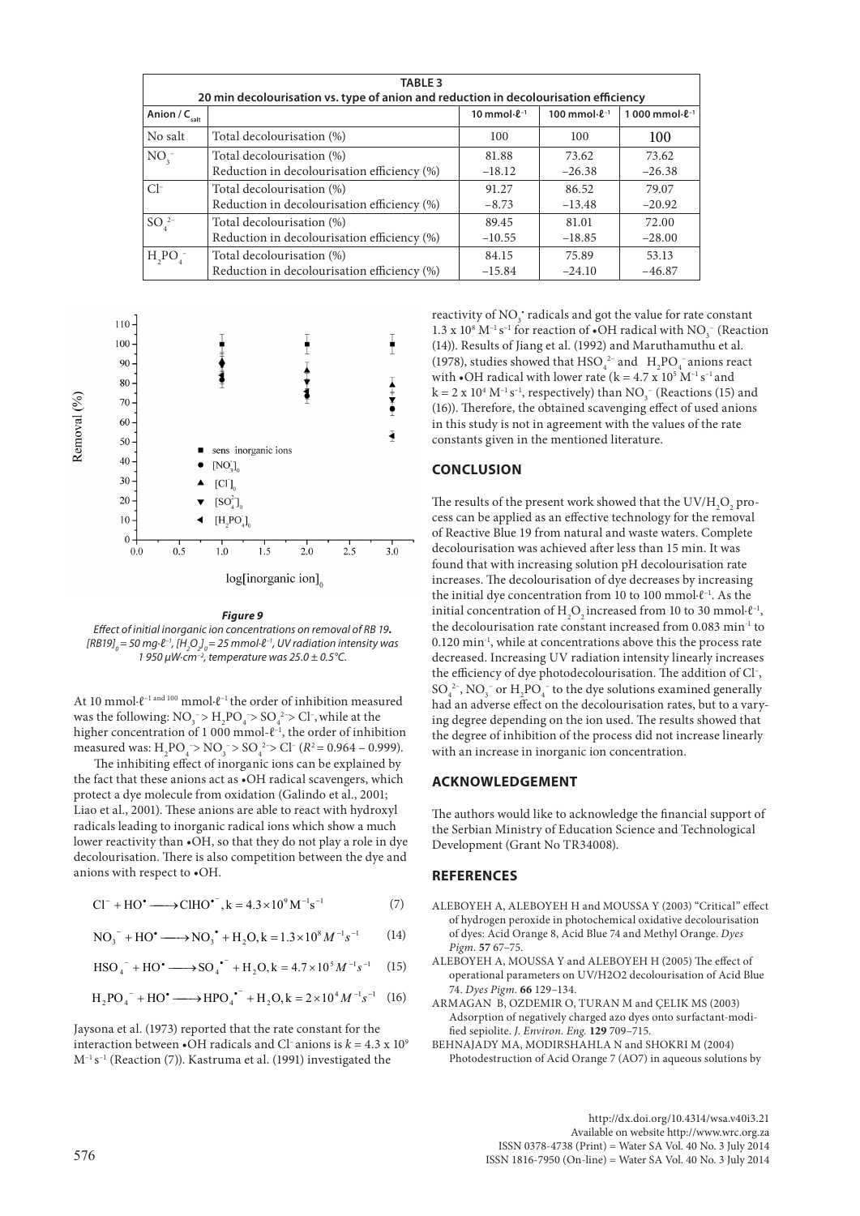**TABLE 3**
**20 min decolourisation vs. type of anion and reduction in decolourisation efficiency**

| Anion / $C_{salt}$ | | 10 mmol·ℓ⁻¹ | 100 mmol·ℓ⁻¹ | 1 000 mmol·ℓ⁻¹ |
|---|---|---|---|---|
| No salt | Total decolourisation (%) | 100 | 100 | 100 |
| $NO_3^-$ | Total decolourisation (%) | 81.88 | 73.62 | 73.62 |
| | Reduction in decolourisation efficiency (%) | −18.12 | −26.38 | −26.38 |
| $Cl^-$ | Total decolourisation (%) | 91.27 | 86.52 | 79.07 |
| | Reduction in decolourisation efficiency (%) | −8.73 | −13.48 | −20.92 |
| $SO_4^{2-}$ | Total decolourisation (%) | 89.45 | 81.01 | 72.00 |
| | Reduction in decolourisation efficiency (%) | −10.55 | −18.85 | −28.00 |
| $H_2PO_4^-$ | Total decolourisation (%) | 84.15 | 75.89 | 53.13 |
| | Reduction in decolourisation efficiency (%) | −15.84 | −24.10 | −46.87 |

***Figure 9***
*Effect of initial inorganic ion concentrations on removal of RB 19. $[RB19]_0$ = 50 mg·ℓ⁻¹, $[H_2O_2]_0$ = 25 mmol·ℓ⁻¹, UV radiation intensity was 1 950 µW·cm⁻², temperature was 25.0 ± 0.5°C.*

At 10 mmol·ℓ⁻¹ and 100 mmol·ℓ⁻¹ the order of inhibition measured was the following: $NO_3^- > H_2PO_4^- > SO_4^{2-} > Cl^-$, while at the higher concentration of 1 000 mmol·ℓ⁻¹, the order of inhibition measured was: $H_2PO_4^- > NO_3^- > SO_4^{2-} > Cl^-$ ($R^2$ = 0.964 – 0.999).

The inhibiting effect of inorganic ions can be explained by the fact that these anions act as •OH radical scavengers, which protect a dye molecule from oxidation (Galindo et al., 2001; Liao et al., 2001). These anions are able to react with hydroxyl radicals leading to inorganic radical ions which show a much lower reactivity than •OH, so that they do not play a role in dye decolourisation. There is also competition between the dye and anions with respect to •OH.

$$Cl^- + HO^\bullet \longrightarrow ClHO^{\bullet -}, k = 4.3\times10^9\,M^{-1}s^{-1} \quad (7)$$

$$NO_3^- + HO^\bullet \longrightarrow NO_3^\bullet + H_2O, k = 1.3\times10^8\,M^{-1}s^{-1} \quad (14)$$

$$HSO_4^- + HO^\bullet \longrightarrow SO_4^{\bullet -} + H_2O, k = 4.7\times10^5\,M^{-1}s^{-1} \quad (15)$$

$$H_2PO_4^- + HO^\bullet \longrightarrow HPO_4^{\bullet -} + H_2O, k = 2\times10^4\,M^{-1}s^{-1} \quad (16)$$

Jaysona et al. (1973) reported that the rate constant for the interaction between •OH radicals and $Cl^-$ anions is $k = 4.3 \times 10^9$ $M^{-1}s^{-1}$ (Reaction (7)). Kastruma et al. (1991) investigated the reactivity of $NO_3^\bullet$ radicals and got the value for rate constant $1.3 \times 10^8$ $M^{-1}s^{-1}$ for reaction of •OH radical with $NO_3^-$ (Reaction (14)). Results of Jiang et al. (1992) and Maruthamuthu et al. (1978), studies showed that $HSO_4^{2-}$ and $H_2PO_4^-$ anions react with •OH radical with lower rate ($k = 4.7 \times 10^5$ $M^{-1}s^{-1}$ and $k = 2 \times 10^4$ $M^{-1}s^{-1}$, respectively) than $NO_3^-$ (Reactions (15) and (16)). Therefore, the obtained scavenging effect of used anions in this study is not in agreement with the values of the rate constants given in the mentioned literature.

## CONCLUSION

The results of the present work showed that the UV/$H_2O_2$ process can be applied as an effective technology for the removal of Reactive Blue 19 from natural and waste waters. Complete decolourisation was achieved after less than 15 min. It was found that with increasing solution pH decolourisation rate increases. The decolourisation of dye decreases by increasing the initial dye concentration from 10 to 100 mmol·ℓ⁻¹. As the initial concentration of $H_2O_2$ increased from 10 to 30 mmol·ℓ⁻¹, the decolourisation rate constant increased from 0.083 min⁻¹ to 0.120 min⁻¹, while at concentrations above this the process rate decreased. Increasing UV radiation intensity linearly increases the efficiency of dye photodecolourisation. The addition of $Cl^-$, $SO_4^{2-}$, $NO_3^-$ or $H_2PO_4^-$ to the dye solutions examined generally had an adverse effect on the decolourisation rates, but to a varying degree depending on the ion used. The results showed that the degree of inhibition of the process did not increase linearly with an increase in inorganic ion concentration.

## ACKNOWLEDGEMENT

The authors would like to acknowledge the financial support of the Serbian Ministry of Education Science and Technological Development (Grant No TR34008).

## REFERENCES

ALEBOYEH A, ALEBOYEH H and MOUSSA Y (2003) "Critical" effect of hydrogen peroxide in photochemical oxidative decolourisation of dyes: Acid Orange 8, Acid Blue 74 and Methyl Orange. *Dyes Pigm.* **57** 67–75.

ALEBOYEH A, MOUSSA Y and ALEBOYEH H (2005) The effect of operational parameters on UV/H2O2 decolourisation of Acid Blue 74. *Dyes Pigm.* **66** 129–134.

ARMAGAN B, OZDEMIR O, TURAN M and ÇELIK MS (2003) Adsorption of negatively charged azo dyes onto surfactant-modified sepiolite. *J. Environ. Eng.* **129** 709–715.

BEHNAJADY MA, MODIRSHAHLA N and SHOKRI M (2004) Photodestruction of Acid Orange 7 (AO7) in aqueous solutions by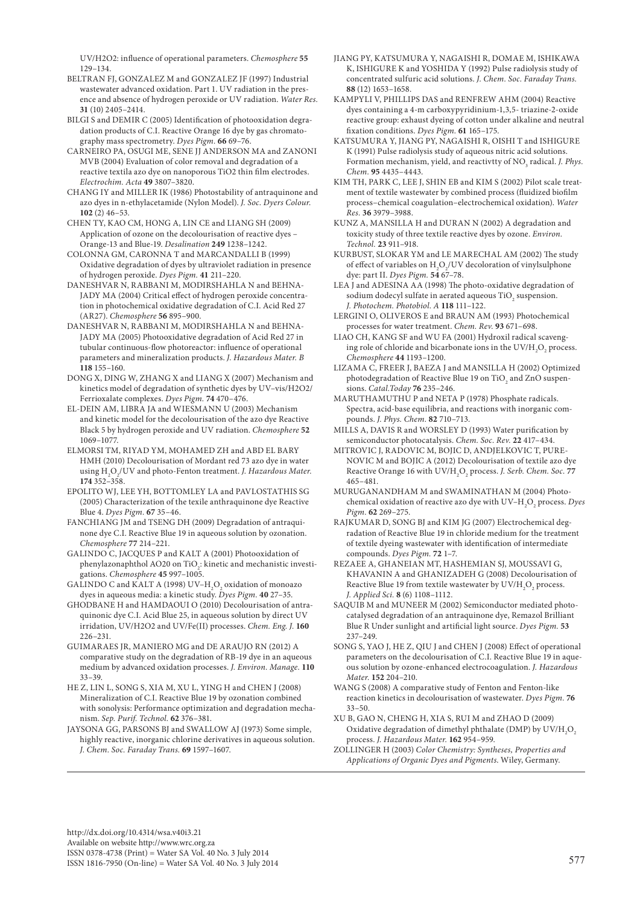UV/H2O2: influence of operational parameters. *Chemosphere* **55** 129–134.

BELTRAN FJ, GONZALEZ M and GONZALEZ JF (1997) Industrial wastewater advanced oxidation. Part 1. UV radiation in the presence and absence of hydrogen peroxide or UV radiation. *Water Res.* **31** (10) 2405–2414.

BILGI S and DEMIR C (2005) Identification of photooxidation degradation products of C.I. Reactive Orange 16 dye by gas chromatography mass spectrometry. *Dyes Pigm.* **66** 69–76.

CARNEIRO PA, OSUGI ME, SENE JJ ANDERSON MA and ZANONI MVB (2004) Evaluation of color removal and degradation of a reactive textila azo dye on nanoporous TiO2 thin film electrodes. *Electrochim. Acta* **49** 3807–3820.

CHANG IY and MILLER IK (1986) Photostability of antraquinone and azo dyes in n-ethylacetamide (Nylon Model). *J. Soc. Dyers Colour.* **102** (2) 46–53.

CHEN TY, KAO CM, HONG A, LIN CE and LIANG SH (2009) Application of ozone on the decolourisation of reactive dyes – Orange-13 and Blue-19. *Desalination* **249** 1238–1242.

COLONNA GM, CARONNA T and MARCANDALLI B (1999) Oxidative degradation of dyes by ultraviolet radiation in presence of hydrogen peroxide. *Dyes Pigm.* **41** 211–220.

DANESHVAR N, RABBANI M, MODIRSHAHLA N and BEHNAJADY MA (2004) Critical effect of hydrogen peroxide concentration in photochemical oxidative degradation of C.I. Acid Red 27 (AR27). *Chemosphere* **56** 895–900.

DANESHVAR N, RABBANI M, MODIRSHAHLA N and BEHNAJADY MA (2005) Photooxidative degradation of Acid Red 27 in tubular continuous-flow photoreactor: influence of operational parameters and mineralization products. *J. Hazardous Mater. B* **118** 155–160.

DONG X, DING W, ZHANG X and LIANG X (2007) Mechanism and kinetics model of degradation of synthetic dyes by UV–vis/H2O2/Ferrioxalate complexes. *Dyes Pigm.* **74** 470–476.

EL-DEIN AM, LIBRA JA and WIESMANN U (2003) Mechanism and kinetic model for the decolourisation of the azo dye Reactive Black 5 by hydrogen peroxide and UV radiation. *Chemosphere* **52** 1069–1077.

ELMORSI TM, RIYAD YM, MOHAMED ZH and ABD EL BARY HMH (2010) Decolourisation of Mordant red 73 azo dye in water using $H_2O_2$/UV and photo-Fenton treatment. *J. Hazardous Mater.* **174** 352–358.

EPOLITO WJ, LEE YH, BOTTOMLEY LA and PAVLOSTATHIS SG (2005) Characterization of the texile anthraquinone dye Reactive Blue 4. *Dyes Pigm.* **67** 35–46.

FANCHIANG JM and TSENG DH (2009) Degradation of antraquinone dye C.I. Reactive Blue 19 in aqueous solution by ozonation. *Chemosphere* **77** 214–221.

GALINDO C, JACQUES P and KALT A (2001) Photooxidation of phenylazonaphthol AO20 on $TiO_2$: kinetic and mechanistic investigations. *Chemosphere* **45** 997–1005.

GALINDO C and KALT A (1998) UV–$H_2O_2$ oxidation of monoazo dyes in aqueous media: a kinetic study. *Dyes Pigm.* **40** 27–35.

GHODBANE H and HAMDAOUI O (2010) Decolourisation of antraquinonic dye C.I. Acid Blue 25, in aqueous solution by direct UV irridation, UV/H2O2 and UV/Fe(II) processes. *Chem. Eng. J.* **160** 226–231.

GUIMARAES JR, MANIERO MG and DE ARAUJO RN (2012) A comparative study on the degradation of RB-19 dye in an aqueous medium by advanced oxidation processes. *J. Environ. Manage.* **110** 33–39.

HE Z, LIN L, SONG S, XIA M, XU L, YING H and CHEN J (2008) Mineralization of C.I. Reactive Blue 19 by ozonation combined with sonolysis: Performance optimization and degradation mechanism. *Sep. Purif. Technol.* **62** 376–381.

JAYSONA GG, PARSONS BJ and SWALLOW AJ (1973) Some simple, highly reactive, inorganic chlorine derivatives in aqueous solution. *J. Chem. Soc. Faraday Trans.* **69** 1597–1607.

JIANG PY, KATSUMURA Y, NAGAISHI R, DOMAE M, ISHIKAWA K, ISHIGURE K and YOSHIDA Y (1992) Pulse radiolysis study of concentrated sulfuric acid solutions. *J. Chem. Soc. Faraday Trans.* **88** (12) 1653–1658.

KAMPYLI V, PHILLIPS DAS and RENFREW AHM (2004) Reactive dyes containing a 4-m carboxypyridinium-1,3,5- triazine-2-oxide reactive group: exhaust dyeing of cotton under alkaline and neutral fixation conditions. *Dyes Pigm.* **61** 165–175.

KATSUMURA Y, JIANG PY, NAGAISHI R, OISHI T and ISHIGURE K (1991) Pulse radiolysis study of aqueous nitric acid solutions. Formation mechanism, yield, and reactivtty of $NO_3$ radical. *J. Phys. Chem.* **95** 4435–4443.

KIM TH, PARK C, LEE J, SHIN EB and KIM S (2002) Pilot scale treatment of textile wastewater by combined process (fluidized biofilm process–chemical coagulation–electrochemical oxidation). *Water Res.* **36** 3979–3988.

KUNZ A, MANSILLA H and DURAN N (2002) A degradation and toxicity study of three textile reactive dyes by ozone. *Environ. Technol.* **23** 911–918.

KURBUST, SLOKAR YM and LE MARECHAL AM (2002) The study of effect of variables on $H_2O_2$/UV decoloration of vinylsulphone dye: part II. *Dyes Pigm.* **54** 67–78.

LEA J and ADESINA AA (1998) The photo-oxidative degradation of sodium dodecyl sulfate in aerated aqueous $TiO_2$ suspension. *J. Photochem. Photobiol. A* **118** 111–122.

LERGINI O, OLIVEROS E and BRAUN AM (1993) Photochemical processes for water treatment. *Chem. Rev.* **93** 671–698.

LIAO CH, KANG SF and WU FA (2001) Hydroxil radical scavenging role of chloride and bicarbonate ions in the UV/$H_2O_2$ process. *Chemosphere* **44** 1193–1200.

LIZAMA C, FREER J, BAEZA J and MANSILLA H (2002) Optimized photodegradation of Reactive Blue 19 on $TiO_2$ and ZnO suspensions. *Catal.Today* **76** 235–246.

MARUTHAMUTHU P and NETA P (1978) Phosphate radicals. Spectra, acid-base equilibria, and reactions with inorganic compounds. *J. Phys. Chem.* **82** 710–713.

MILLS A, DAVIS R and WORSLEY D (1993) Water purification by semiconductor photocatalysis. *Chem. Soc. Rev.* **22** 417–434.

MITROVIC J, RADOVIC M, BOJIC D, ANDJELKOVIC T, PURENOVIC M and BOJIC A (2012) Decolourisation of textile azo dye Reactive Orange 16 with UV/$H_2O_2$ process. *J. Serb. Chem. Soc.* **77** 465–481.

MURUGANANDHAM M and SWAMINATHAN M (2004) Photochemical oxidation of reactive azo dye with UV–$H_2O_2$ process. *Dyes Pigm.* **62** 269–275.

RAJKUMAR D, SONG BJ and KIM JG (2007) Electrochemical degradation of Reactive Blue 19 in chloride medium for the treatment of textile dyeing wastewater with identification of intermediate compounds. *Dyes Pigm.* **72** 1–7.

REZAEE A, GHANEIAN MT, HASHEMIAN SJ, MOUSSAVI G, KHAVANIN A and GHANIZADEH G (2008) Decolourisation of Reactive Blue 19 from textile wastewater by UV/$H_2O_2$ process. *J. Applied Sci.* **8** (6) 1108–1112.

SAQUIB M and MUNEER M (2002) Semiconductor mediated photocatalysed degradation of an antraquinone dye, Remazol Brilliant Blue R Under sunlight and artificial light source. *Dyes Pigm.* **53** 237–249.

SONG S, YAO J, HE Z, QIU J and CHEN J (2008) Effect of operational parameters on the decolourisation of C.I. Reactive Blue 19 in aqueous solution by ozone-enhanced electrocoagulation. *J. Hazardous Mater.* **152** 204–210.

WANG S (2008) A comparative study of Fenton and Fenton-like reaction kinetics in decolourisation of wastewater. *Dyes Pigm.* **76** 33–50.

XU B, GAO N, CHENG H, XIA S, RUI M and ZHAO D (2009) Oxidative degradation of dimethyl phthalate (DMP) by UV/$H_2O_2$ process. *J. Hazardous Mater.* **162** 954–959.

ZOLLINGER H (2003) *Color Chemistry: Syntheses, Properties and Applications of Organic Dyes and Pigments.* Wiley, Germany.